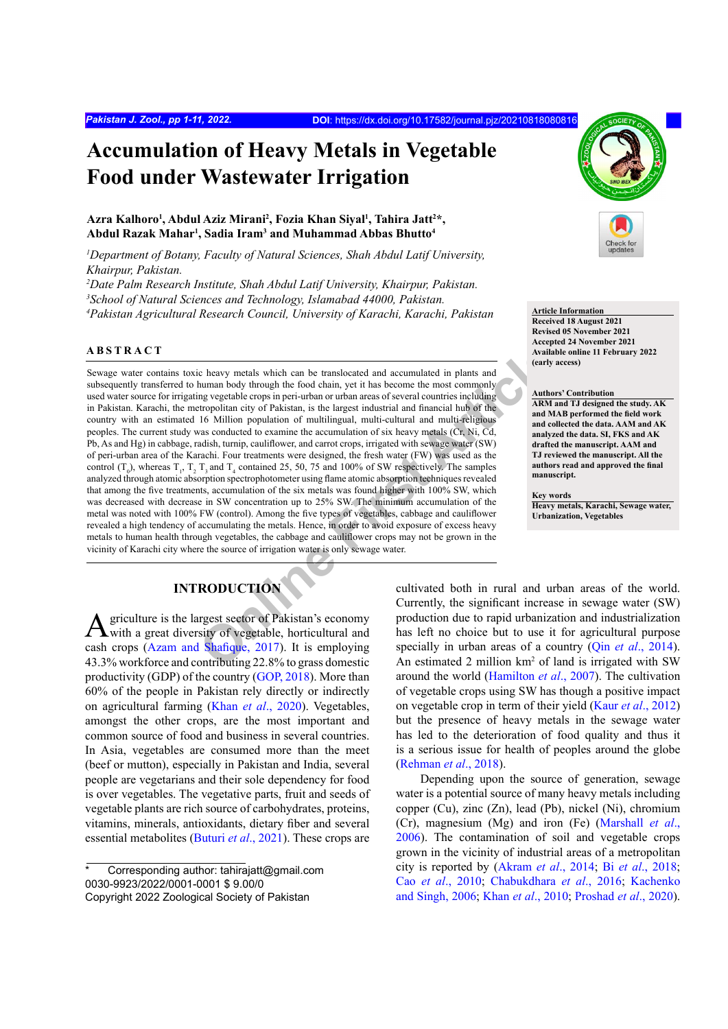# Accumulation of Heavy Metals in Vegetable Food under Wastewater Irrigation

**Azra Kalhoro[1], Abdul Aziz Mirani[2], Fozia Khan Siyal[1], Tahira Jatt[2]*, Abdul Razak Mahar[1], Sadia Iram[3] and Muhammad Abbas Bhutto[4]**

*[1]Department of Botany, Faculty of Natural Sciences, Shah Abdul Latif University, Khairpur, Pakistan.*
*[2]Date Palm Research Institute, Shah Abdul Latif University, Khairpur, Pakistan.*
*[3]School of Natural Sciences and Technology, Islamabad 44000, Pakistan.*
*[4]Pakistan Agricultural Research Council, University of Karachi, Karachi, Pakistan*

**Article Information**
**Received 18 August 2021**
**Revised 05 November 2021**
**Accepted 24 November 2021**
**Available online 11 February 2022 (early access)**

**Authors' Contribution**
**ARM and TJ designed the study. AK and MAB performed the field work and collected the data. AAM and AK analyzed the data. SI, FKS and AK drafted the manuscript. AAM and TJ reviewed the manuscript. All the authors read and approved the final manuscript.**

**Key words**
**Heavy metals, Karachi, Sewage water, Urbanization, Vegetables**

## ABSTRACT

Sewage water contains toxic heavy metals which can be translocated and accumulated in plants and subsequently transferred to human body through the food chain, yet it has become the most commonly used water source for irrigating vegetable crops in peri-urban or urban areas of several countries including in Pakistan. Karachi, the metropolitan city of Pakistan, is the largest industrial and financial hub of the country with an estimated 16 Million population of multilingual, multi-cultural and multi-religious peoples. The current study was conducted to examine the accumulation of six heavy metals (Cr, Ni, Cd, Pb, As and Hg) in cabbage, radish, turnip, cauliflower, and carrot crops, irrigated with sewage water (SW) of peri-urban area of the Karachi. Four treatments were designed, the fresh water (FW) was used as the control ($T_0$), whereas $T_1$, $T_2$, $T_3$ and $T_4$ contained 25, 50, 75 and 100% of SW respectively. The samples analyzed through atomic absorption spectrophotometer using flame atomic absorption techniques revealed that among the five treatments, accumulation of the six metals was found higher with 100% SW, which was decreased with decrease in SW concentration up to 25% SW. The minimum accumulation of the metal was noted with 100% FW (control). Among the five types of vegetables, cabbage and cauliflower revealed a high tendency of accumulating the metals. Hence, in order to avoid exposure of excess heavy metals to human health through vegetables, the cabbage and cauliflower crops may not be grown in the vicinity of Karachi city where the source of irrigation water is only sewage water.

## INTRODUCTION

Agriculture is the largest sector of Pakistan's economy with a great diversity of vegetable, horticultural and cash crops (Azam and Shafique, 2017). It is employing 43.3% workforce and contributing 22.8% to grass domestic productivity (GDP) of the country (GOP, 2018). More than 60% of the people in Pakistan rely directly or indirectly on agricultural farming (Khan *et al*., 2020). Vegetables, amongst the other crops, are the most important and common source of food and business in several countries. In Asia, vegetables are consumed more than the meet (beef or mutton), especially in Pakistan and India, several people are vegetarians and their sole dependency for food is over vegetables. The vegetative parts, fruit and seeds of vegetable plants are rich source of carbohydrates, proteins, vitamins, minerals, antioxidants, dietary fiber and several essential metabolites (Buturi *et al*., 2021). These crops are cultivated both in rural and urban areas of the world. Currently, the significant increase in sewage water (SW) production due to rapid urbanization and industrialization has left no choice but to use it for agricultural purpose specially in urban areas of a country (Qin *et al*., 2014). An estimated 2 million $km^2$ of land is irrigated with SW around the world (Hamilton *et al*., 2007). The cultivation of vegetable crops using SW has though a positive impact on vegetable crop in term of their yield (Kaur *et al*., 2012) but the presence of heavy metals in the sewage water has led to the deterioration of food quality and thus it is a serious issue for health of peoples around the globe (Rehman *et al*., 2018).

Depending upon the source of generation, sewage water is a potential source of many heavy metals including copper (Cu), zinc (Zn), lead (Pb), nickel (Ni), chromium (Cr), magnesium (Mg) and iron (Fe) (Marshall *et al*., 2006). The contamination of soil and vegetable crops grown in the vicinity of industrial areas of a metropolitan city is reported by (Akram *et al*., 2014; Bi *et al*., 2018; Cao *et al*., 2010; Chabukdhara *et al*., 2016; Kachenko and Singh, 2006; Khan *et al*., 2010; Proshad *et al*., 2020).

\* Corresponding author: tahirajatt@gmail.com
0030-9923/2022/0001-0001 $ 9.00/0
Copyright 2022 Zoological Society of Pakistan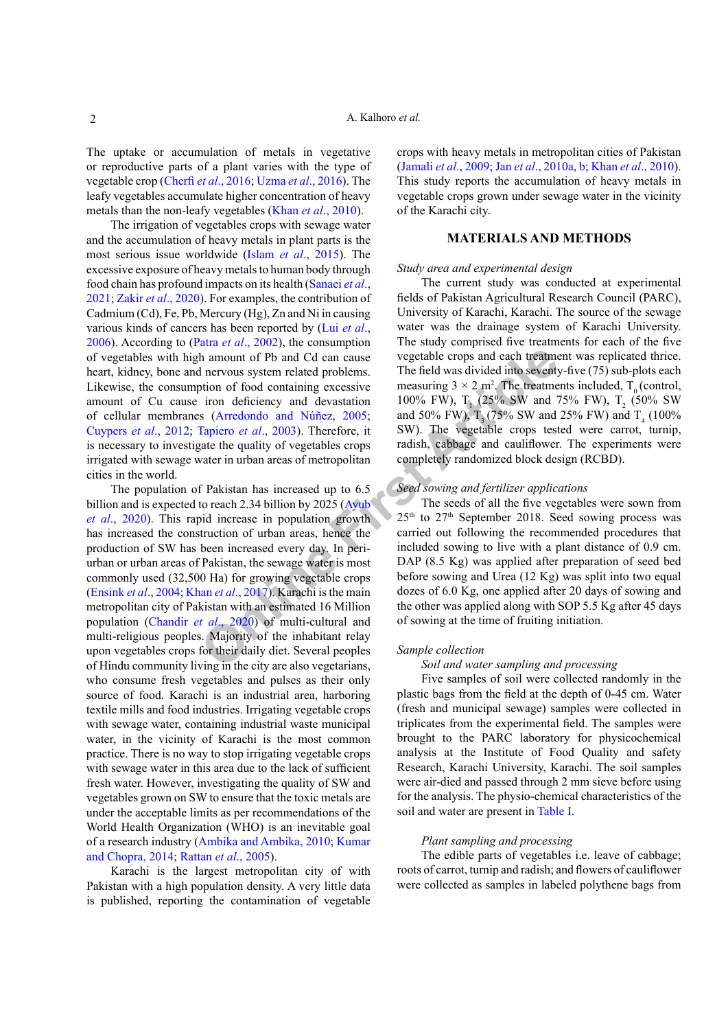The uptake or accumulation of metals in vegetative or reproductive parts of a plant varies with the type of vegetable crop (Cherfi *et al*., 2016; Uzma *et al*., 2016). The leafy vegetables accumulate higher concentration of heavy metals than the non-leafy vegetables (Khan *et al*., 2010).

The irrigation of vegetables crops with sewage water and the accumulation of heavy metals in plant parts is the most serious issue worldwide (Islam *et al*., 2015). The excessive exposure of heavy metals to human body through food chain has profound impacts on its health (Sanaei *et al*., 2021; Zakir *et al*., 2020). For examples, the contribution of Cadmium (Cd), Fe, Pb, Mercury (Hg), Zn and Ni in causing various kinds of cancers has been reported by (Lui *et al*., 2006). According to (Patra *et al*., 2002), the consumption of vegetables with high amount of Pb and Cd can cause heart, kidney, bone and nervous system related problems. Likewise, the consumption of food containing excessive amount of Cu cause iron deficiency and devastation of cellular membranes (Arredondo and Núñez, 2005; Cuypers *et al*., 2012; Tapiero *et al*., 2003). Therefore, it is necessary to investigate the quality of vegetables crops irrigated with sewage water in urban areas of metropolitan cities in the world.

The population of Pakistan has increased up to 6.5 billion and is expected to reach 2.34 billion by 2025 (Ayub *et al*., 2020). This rapid increase in population growth has increased the construction of urban areas, hence the production of SW has been increased every day. In peri-urban or urban areas of Pakistan, the sewage water is most commonly used (32,500 Ha) for growing vegetable crops (Ensink *et al*., 2004; Khan *et al*., 2017). Karachi is the main metropolitan city of Pakistan with an estimated 16 Million population (Chandir *et al*., 2020) of multi-cultural and multi-religious peoples. Majority of the inhabitant relay upon vegetables crops for their daily diet. Several peoples of Hindu community living in the city are also vegetarians, who consume fresh vegetables and pulses as their only source of food. Karachi is an industrial area, harboring textile mills and food industries. Irrigating vegetable crops with sewage water, containing industrial waste municipal water, in the vicinity of Karachi is the most common practice. There is no way to stop irrigating vegetable crops with sewage water in this area due to the lack of sufficient fresh water. However, investigating the quality of SW and vegetables grown on SW to ensure that the toxic metals are under the acceptable limits as per recommendations of the World Health Organization (WHO) is an inevitable goal of a research industry (Ambika and Ambika, 2010; Kumar and Chopra, 2014; Rattan *et al*., 2005).

Karachi is the largest metropolitan city of with Pakistan with a high population density. A very little data is published, reporting the contamination of vegetable crops with heavy metals in metropolitan cities of Pakistan (Jamali *et al*., 2009; Jan *et al*., 2010a, b; Khan *et al*., 2010). This study reports the accumulation of heavy metals in vegetable crops grown under sewage water in the vicinity of the Karachi city.

## MATERIALS AND METHODS

*Study area and experimental design*

The current study was conducted at experimental fields of Pakistan Agricultural Research Council (PARC), University of Karachi, Karachi. The source of the sewage water was the drainage system of Karachi University. The study comprised five treatments for each of the five vegetable crops and each treatment was replicated thrice. The field was divided into seventy-five (75) sub-plots each measuring 3 × 2 m$^2$. The treatments included, $T_0$ (control, 100% FW), $T_1$ (25% SW and 75% FW), $T_2$ (50% SW and 50% FW), $T_3$ (75% SW and 25% FW) and $T_4$ (100% SW). The vegetable crops tested were carrot, turnip, radish, cabbage and cauliflower. The experiments were completely randomized block design (RCBD).

*Seed sowing and fertilizer applications*

The seeds of all the five vegetables were sown from 25$^{th}$ to 27$^{th}$ September 2018. Seed sowing process was carried out following the recommended procedures that included sowing to live with a plant distance of 0.9 cm. DAP (8.5 Kg) was applied after preparation of seed bed before sowing and Urea (12 Kg) was split into two equal dozes of 6.0 Kg, one applied after 20 days of sowing and the other was applied along with SOP 5.5 Kg after 45 days of sowing at the time of fruiting initiation.

*Sample collection*

*Soil and water sampling and processing*

Five samples of soil were collected randomly in the plastic bags from the field at the depth of 0-45 cm. Water (fresh and municipal sewage) samples were collected in triplicates from the experimental field. The samples were brought to the PARC laboratory for physicochemical analysis at the Institute of Food Quality and safety Research, Karachi University, Karachi. The soil samples were air-died and passed through 2 mm sieve before using for the analysis. The physio-chemical characteristics of the soil and water are present in Table I.

*Plant sampling and processing*

The edible parts of vegetables i.e. leave of cabbage; roots of carrot, turnip and radish; and flowers of cauliflower were collected as samples in labeled polythene bags from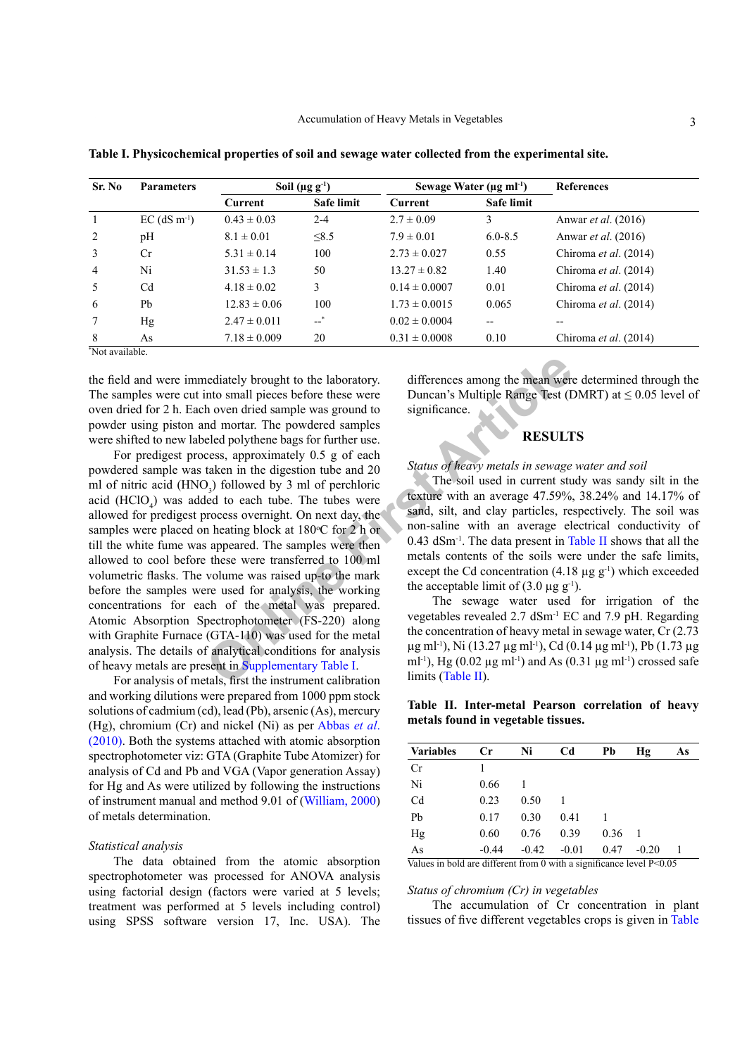**Table I. Physicochemical properties of soil and sewage water collected from the experimental site.**

| Sr. No | Parameters | Soil (µg $g^{-1}$) | | Sewage Water (µg $ml^{-1}$) | | References |
|---|---|---|---|---|---|---|
| | | Current | Safe limit | Current | Safe limit | |
| 1 | EC (dS $m^{-1}$) | 0.43 ± 0.03 | 2-4 | 2.7 ± 0.09 | 3 | Anwar *et al.* (2016) |
| 2 | pH | 8.1 ± 0.01 | ≤8.5 | 7.9 ± 0.01 | 6.0-8.5 | Anwar *et al.* (2016) |
| 3 | Cr | 5.31 ± 0.14 | 100 | 2.73 ± 0.027 | 0.55 | Chiroma *et al.* (2014) |
| 4 | Ni | 31.53 ± 1.3 | 50 | 13.27 ± 0.82 | 1.40 | Chiroma *et al.* (2014) |
| 5 | Cd | 4.18 ± 0.02 | 3 | 0.14 ± 0.0007 | 0.01 | Chiroma *et al.* (2014) |
| 6 | Pb | 12.83 ± 0.06 | 100 | 1.73 ± 0.0015 | 0.065 | Chiroma *et al.* (2014) |
| 7 | Hg | 2.47 ± 0.011 | --* | 0.02 ± 0.0004 | -- | -- |
| 8 | As | 7.18 ± 0.009 | 20 | 0.31 ± 0.0008 | 0.10 | Chiroma *et al.* (2014) |

*Not available.

the field and were immediately brought to the laboratory. The samples were cut into small pieces before these were oven dried for 2 h. Each oven dried sample was ground to powder using piston and mortar. The powdered samples were shifted to new labeled polythene bags for further use.

For predigest process, approximately 0.5 g of each powdered sample was taken in the digestion tube and 20 ml of nitric acid ($HNO_3$) followed by 3 ml of perchloric acid ($HClO_4$) was added to each tube. The tubes were allowed for predigest process overnight. On next day, the samples were placed on heating block at 180°C for 2 h or till the white fume was appeared. The samples were then allowed to cool before these were transferred to 100 ml volumetric flasks. The volume was raised up-to the mark before the samples were used for analysis, the working concentrations for each of the metal was prepared. Atomic Absorption Spectrophotometer (FS-220) along with Graphite Furnace (GTA-110) was used for the metal analysis. The details of analytical conditions for analysis of heavy metals are present in Supplementary Table I.

For analysis of metals, first the instrument calibration and working dilutions were prepared from 1000 ppm stock solutions of cadmium (cd), lead (Pb), arsenic (As), mercury (Hg), chromium (Cr) and nickel (Ni) as per Abbas *et al.* (2010). Both the systems attached with atomic absorption spectrophotometer viz: GTA (Graphite Tube Atomizer) for analysis of Cd and Pb and VGA (Vapor generation Assay) for Hg and As were utilized by following the instructions of instrument manual and method 9.01 of (William, 2000) of metals determination.

*Statistical analysis*

The data obtained from the atomic absorption spectrophotometer was processed for ANOVA analysis using factorial design (factors were varied at 5 levels; treatment was performed at 5 levels including control) using SPSS software version 17, Inc. USA). The differences among the mean were determined through the Duncan's Multiple Range Test (DMRT) at ≤ 0.05 level of significance.

## RESULTS

*Status of heavy metals in sewage water and soil*

The soil used in current study was sandy silt in the texture with an average 47.59%, 38.24% and 14.17% of sand, silt, and clay particles, respectively. The soil was non-saline with an average electrical conductivity of 0.43 $dSm^{-1}$. The data present in Table II shows that all the metals contents of the soils were under the safe limits, except the Cd concentration (4.18 µg $g^{-1}$) which exceeded the acceptable limit of (3.0 µg $g^{-1}$).

The sewage water used for irrigation of the vegetables revealed 2.7 $dSm^{-1}$ EC and 7.9 pH. Regarding the concentration of heavy metal in sewage water, Cr (2.73 µg $ml^{-1}$), Ni (13.27 µg $ml^{-1}$), Cd (0.14 µg $ml^{-1}$), Pb (1.73 µg $ml^{-1}$), Hg (0.02 µg $ml^{-1}$) and As (0.31 µg $ml^{-1}$) crossed safe limits (Table II).

**Table II. Inter-metal Pearson correlation of heavy metals found in vegetable tissues.**

| Variables | Cr | Ni | Cd | Pb | Hg | As |
|---|---|---|---|---|---|---|
| Cr | 1 | | | | | |
| Ni | 0.66 | 1 | | | | |
| Cd | 0.23 | 0.50 | 1 | | | |
| Pb | 0.17 | 0.30 | 0.41 | 1 | | |
| Hg | 0.60 | 0.76 | 0.39 | 0.36 | 1 | |
| As | -0.44 | -0.42 | -0.01 | 0.47 | -0.20 | 1 |

Values in bold are different from 0 with a significance level P<0.05

*Status of chromium (Cr) in vegetables*

The accumulation of Cr concentration in plant tissues of five different vegetables crops is given in Table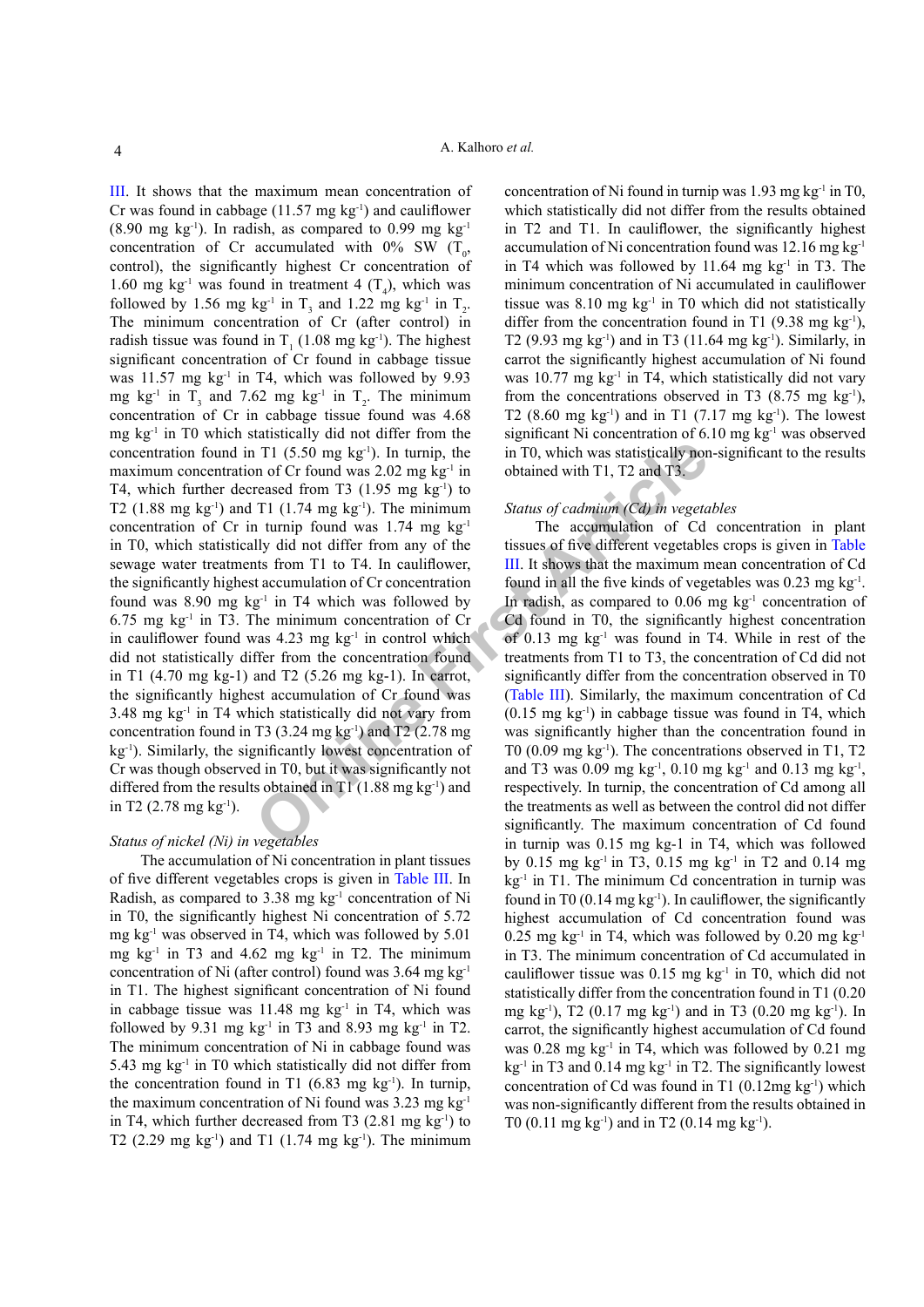III. It shows that the maximum mean concentration of Cr was found in cabbage (11.57 mg kg$^{-1}$) and cauliflower (8.90 mg kg$^{-1}$). In radish, as compared to 0.99 mg kg$^{-1}$ concentration of Cr accumulated with 0% SW ($T_0$, control), the significantly highest Cr concentration of 1.60 mg kg$^{-1}$ was found in treatment 4 ($T_4$), which was followed by 1.56 mg kg$^{-1}$ in $T_3$ and 1.22 mg kg$^{-1}$ in $T_2$. The minimum concentration of Cr (after control) in radish tissue was found in $T_1$ (1.08 mg kg$^{-1}$). The highest significant concentration of Cr found in cabbage tissue was 11.57 mg kg$^{-1}$ in T4, which was followed by 9.93 mg kg$^{-1}$ in $T_3$ and 7.62 mg kg$^{-1}$ in $T_2$. The minimum concentration of Cr in cabbage tissue found was 4.68 mg kg$^{-1}$ in T0 which statistically did not differ from the concentration found in T1 (5.50 mg kg$^{-1}$). In turnip, the maximum concentration of Cr found was 2.02 mg kg$^{-1}$ in T4, which further decreased from T3 (1.95 mg kg$^{-1}$) to T2 (1.88 mg kg$^{-1}$) and T1 (1.74 mg kg$^{-1}$). The minimum concentration of Cr in turnip found was 1.74 mg kg$^{-1}$ in T0, which statistically did not differ from any of the sewage water treatments from T1 to T4. In cauliflower, the significantly highest accumulation of Cr concentration found was 8.90 mg kg$^{-1}$ in T4 which was followed by 6.75 mg kg$^{-1}$ in T3. The minimum concentration of Cr in cauliflower found was 4.23 mg kg$^{-1}$ in control which did not statistically differ from the concentration found in T1 (4.70 mg kg-1) and T2 (5.26 mg kg-1). In carrot, the significantly highest accumulation of Cr found was 3.48 mg kg$^{-1}$ in T4 which statistically did not vary from concentration found in T3 (3.24 mg kg$^{-1}$) and T2 (2.78 mg kg$^{-1}$). Similarly, the significantly lowest concentration of Cr was though observed in T0, but it was significantly not differed from the results obtained in T1 (1.88 mg kg$^{-1}$) and in T2 (2.78 mg kg$^{-1}$).

*Status of nickel (Ni) in vegetables*

The accumulation of Ni concentration in plant tissues of five different vegetables crops is given in Table III. In Radish, as compared to 3.38 mg kg$^{-1}$ concentration of Ni in T0, the significantly highest Ni concentration of 5.72 mg kg$^{-1}$ was observed in T4, which was followed by 5.01 mg kg$^{-1}$ in T3 and 4.62 mg kg$^{-1}$ in T2. The minimum concentration of Ni (after control) found was 3.64 mg kg$^{-1}$ in T1. The highest significant concentration of Ni found in cabbage tissue was 11.48 mg kg$^{-1}$ in T4, which was followed by 9.31 mg kg$^{-1}$ in T3 and 8.93 mg kg$^{-1}$ in T2. The minimum concentration of Ni in cabbage found was 5.43 mg kg$^{-1}$ in T0 which statistically did not differ from the concentration found in T1 (6.83 mg kg$^{-1}$). In turnip, the maximum concentration of Ni found was 3.23 mg kg$^{-1}$ in T4, which further decreased from T3 (2.81 mg kg$^{-1}$) to T2 (2.29 mg kg$^{-1}$) and T1 (1.74 mg kg$^{-1}$). The minimum concentration of Ni found in turnip was 1.93 mg kg$^{-1}$ in T0, which statistically did not differ from the results obtained in T2 and T1. In cauliflower, the significantly highest accumulation of Ni concentration found was 12.16 mg kg$^{-1}$ in T4 which was followed by 11.64 mg kg$^{-1}$ in T3. The minimum concentration of Ni accumulated in cauliflower tissue was 8.10 mg kg$^{-1}$ in T0 which did not statistically differ from the concentration found in T1 (9.38 mg kg$^{-1}$), T2 (9.93 mg kg$^{-1}$) and in T3 (11.64 mg kg$^{-1}$). Similarly, in carrot the significantly highest accumulation of Ni found was 10.77 mg kg$^{-1}$ in T4, which statistically did not vary from the concentrations observed in T3 (8.75 mg kg$^{-1}$), T2 (8.60 mg kg$^{-1}$) and in T1 (7.17 mg kg$^{-1}$). The lowest significant Ni concentration of 6.10 mg kg$^{-1}$ was observed in T0, which was statistically non-significant to the results obtained with T1, T2 and T3.

*Status of cadmium (Cd) in vegetables*

The accumulation of Cd concentration in plant tissues of five different vegetables crops is given in Table III. It shows that the maximum mean concentration of Cd found in all the five kinds of vegetables was 0.23 mg kg$^{-1}$. In radish, as compared to 0.06 mg kg$^{-1}$ concentration of Cd found in T0, the significantly highest concentration of 0.13 mg kg$^{-1}$ was found in T4. While in rest of the treatments from T1 to T3, the concentration of Cd did not significantly differ from the concentration observed in T0 (Table III). Similarly, the maximum concentration of Cd (0.15 mg kg$^{-1}$) in cabbage tissue was found in T4, which was significantly higher than the concentration found in T0 (0.09 mg kg$^{-1}$). The concentrations observed in T1, T2 and T3 was 0.09 mg kg$^{-1}$, 0.10 mg kg$^{-1}$ and 0.13 mg kg$^{-1}$, respectively. In turnip, the concentration of Cd among all the treatments as well as between the control did not differ significantly. The maximum concentration of Cd found in turnip was 0.15 mg kg-1 in T4, which was followed by 0.15 mg kg$^{-1}$ in T3, 0.15 mg kg$^{-1}$ in T2 and 0.14 mg kg$^{-1}$ in T1. The minimum Cd concentration in turnip was found in T0 (0.14 mg kg$^{-1}$). In cauliflower, the significantly highest accumulation of Cd concentration found was 0.25 mg kg$^{-1}$ in T4, which was followed by 0.20 mg kg$^{-1}$ in T3. The minimum concentration of Cd accumulated in cauliflower tissue was 0.15 mg kg$^{-1}$ in T0, which did not statistically differ from the concentration found in T1 (0.20 mg kg$^{-1}$), T2 (0.17 mg kg$^{-1}$) and in T3 (0.20 mg kg$^{-1}$). In carrot, the significantly highest accumulation of Cd found was 0.28 mg kg$^{-1}$ in T4, which was followed by 0.21 mg kg$^{-1}$ in T3 and 0.14 mg kg$^{-1}$ in T2. The significantly lowest concentration of Cd was found in T1 (0.12mg kg$^{-1}$) which was non-significantly different from the results obtained in T0 (0.11 mg kg$^{-1}$) and in T2 (0.14 mg kg$^{-1}$).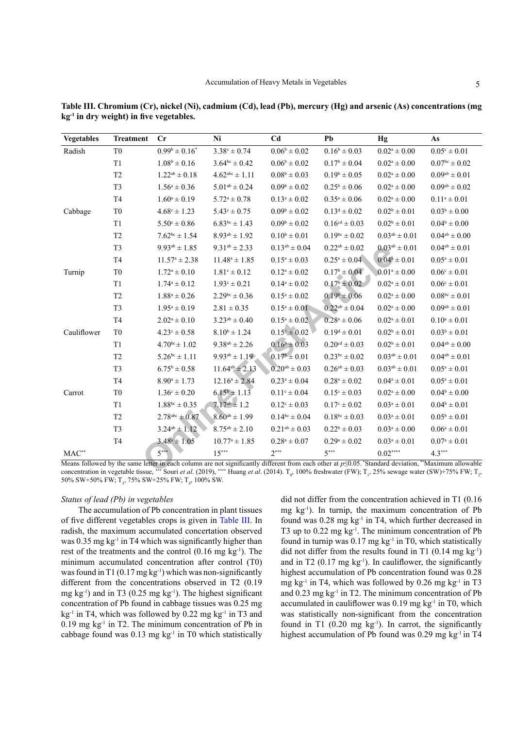**Table III. Chromium (Cr), nickel (Ni), cadmium (Cd), lead (Pb), mercury (Hg) and arsenic (As) concentrations (mg kg$^{-1}$ in dry weight) in five vegetables.**

| Vegetables | Treatment | Cr | Ni | Cd | Pb | Hg | As |
|---|---|---|---|---|---|---|---|
| Radish | T0 | $0.99^{b} \pm 0.16^{*}$ | $3.38^{c} \pm 0.74$ | $0.06^{b} \pm 0.02$ | $0.16^{b} \pm 0.03$ | $0.02^{a} \pm 0.00$ | $0.05^{c} \pm 0.01$ |
| | T1 | $1.08^{b} \pm 0.16$ | $3.64^{bc} \pm 0.42$ | $0.06^{b} \pm 0.02$ | $0.17^{b} \pm 0.04$ | $0.02^{a} \pm 0.00$ | $0.07^{bc} \pm 0.02$ |
| | T2 | $1.22^{ab} \pm 0.18$ | $4.62^{abc} \pm 1.11$ | $0.08^{b} \pm 0.03$ | $0.19^{b} \pm 0.05$ | $0.02^{a} \pm 0.00$ | $0.09^{ab} \pm 0.01$ |
| | T3 | $1.56^{a} \pm 0.36$ | $5.01^{ab} \pm 0.24$ | $0.09^{b} \pm 0.02$ | $0.25^{b} \pm 0.06$ | $0.02^{a} \pm 0.00$ | $0.09^{ab} \pm 0.02$ |
| | T4 | $1.60^{a} \pm 0.19$ | $5.72^{a} \pm 0.78$ | $0.13^{a} \pm 0.02$ | $0.35^{a} \pm 0.06$ | $0.02^{a} \pm 0.00$ | $0.11^{a} \pm 0.01$ |
| Cabbage | T0 | $4.68^{c} \pm 1.23$ | $5.43^{c} \pm 0.75$ | $0.09^{b} \pm 0.02$ | $0.13^{d} \pm 0.02$ | $0.02^{b} \pm 0.01$ | $0.03^{b} \pm 0.00$ |
| | T1 | $5.50^{c} \pm 0.86$ | $6.83^{bc} \pm 1.43$ | $0.09^{b} \pm 0.02$ | $0.16^{cd} \pm 0.03$ | $0.02^{b} \pm 0.01$ | $0.04^{b} \pm 0.00$ |
| | T2 | $7.62^{bc} \pm 1.54$ | $8.93^{ab} \pm 1.92$ | $0.10^{b} \pm 0.01$ | $0.19^{bc} \pm 0.02$ | $0.03^{ab} \pm 0.01$ | $0.04^{ab} \pm 0.00$ |
| | T3 | $9.93^{ab} \pm 1.85$ | $9.31^{ab} \pm 2.33$ | $0.13^{ab} \pm 0.04$ | $0.22^{ab} \pm 0.02$ | $0.03^{ab} \pm 0.01$ | $0.04^{ab} \pm 0.01$ |
| | T4 | $11.57^{a} \pm 2.38$ | $11.48^{a} \pm 1.85$ | $0.15^{a} \pm 0.03$ | $0.25^{a} \pm 0.04$ | $0.04^{a} \pm 0.01$ | $0.05^{a} \pm 0.01$ |
| Turnip | T0 | $1.72^{a} \pm 0.10$ | $1.81^{c} \pm 0.12$ | $0.12^{a} \pm 0.02$ | $0.17^{b} \pm 0.04$ | $0.01^{a} \pm 0.00$ | $0.06^{c} \pm 0.01$ |
| | T1 | $1.74^{a} \pm 0.12$ | $1.93^{c} \pm 0.21$ | $0.14^{a} \pm 0.02$ | $0.17^{b} \pm 0.02$ | $0.02^{a} \pm 0.01$ | $0.06^{c} \pm 0.01$ |
| | T2 | $1.88^{a} \pm 0.26$ | $2.29^{bc} \pm 0.36$ | $0.15^{a} \pm 0.02$ | $0.19^{b} \pm 0.06$ | $0.02^{a} \pm 0.00$ | $0.08^{bc} \pm 0.01$ |
| | T3 | $1.95^{a} \pm 0.19$ | $2.81 \pm 0.35$ | $0.15^{a} \pm 0.01$ | $0.22^{ab} \pm 0.04$ | $0.02^{a} \pm 0.00$ | $0.09^{ab} \pm 0.01$ |
| | T4 | $2.02^{a} \pm 0.10$ | $3.23^{ab} \pm 0.40$ | $0.15^{a} \pm 0.02$ | $0.28^{a} \pm 0.06$ | $0.02^{a} \pm 0.01$ | $0.10^{a} \pm 0.01$ |
| Cauliflower | T0 | $4.23^{c} \pm 0.58$ | $8.10^{b} \pm 1.24$ | $0.15^{b} \pm 0.02$ | $0.19^{d} \pm 0.01$ | $0.02^{b} \pm 0.01$ | $0.03^{b} \pm 0.01$ |
| | T1 | $4.70^{bc} \pm 1.02$ | $9.38^{ab} \pm 2.26$ | $0.16^{b} \pm 0.03$ | $0.20^{cd} \pm 0.03$ | $0.02^{b} \pm 0.01$ | $0.04^{ab} \pm 0.00$ |
| | T2 | $5.26^{bc} \pm 1.11$ | $9.93^{ab} \pm 1.19$ | $0.17^{b} \pm 0.01$ | $0.23^{bc} \pm 0.02$ | $0.03^{ab} \pm 0.01$ | $0.04^{ab} \pm 0.01$ |
| | T3 | $6.75^{b} \pm 0.58$ | $11.64^{ab} \pm 2.13$ | $0.20^{ab} \pm 0.03$ | $0.26^{ab} \pm 0.03$ | $0.03^{ab} \pm 0.01$ | $0.05^{a} \pm 0.01$ |
| | T4 | $8.90^{a} \pm 1.73$ | $12.16^{a} \pm 2.84$ | $0.23^{a} \pm 0.04$ | $0.28^{a} \pm 0.02$ | $0.04^{a} \pm 0.01$ | $0.05^{a} \pm 0.01$ |
| Carrot | T0 | $1.36^{c} \pm 0.20$ | $6.15^{b} \pm 1.13$ | $0.11^{c} \pm 0.04$ | $0.15^{c} \pm 0.03$ | $0.02^{a} \pm 0.00$ | $0.04^{b} \pm 0.00$ |
| | T1 | $1.88^{bc} \pm 0.35$ | $7.17^{ab} \pm 1.2$ | $0.12^{c} \pm 0.03$ | $0.17^{c} \pm 0.02$ | $0.03^{a} \pm 0.01$ | $0.04^{b} \pm 0.01$ |
| | T2 | $2.78^{abc} \pm 0.87$ | $8.60^{ab} \pm 1.99$ | $0.14^{bc} \pm 0.04$ | $0.18^{bc} \pm 0.03$ | $0.03^{a} \pm 0.01$ | $0.05^{b} \pm 0.01$ |
| | T3 | $3.24^{ab} \pm 1.12$ | $8.75^{ab} \pm 2.10$ | $0.21^{ab} \pm 0.03$ | $0.22^{b} \pm 0.03$ | $0.03^{a} \pm 0.00$ | $0.06^{a} \pm 0.01$ |
| | T4 | $3.48^{a} \pm 1.05$ | $10.77^{a} \pm 1.85$ | $0.28^{a} \pm 0.07$ | $0.29^{a} \pm 0.02$ | $0.03^{a} \pm 0.01$ | $0.07^{a} \pm 0.01$ |
| MAC** | | 5*** | 15*** | 2*** | 5*** | 0.02**** | 4.3*** |

Means followed by the same letter in each column are not significantly different from each other at $p \leq 0.05$. *Standard deviation, **Maximum allowable concentration in vegetable tissue, *** Souri *et al*. (2019), **** Huang *et al*. (2014). $T_0$, 100% freshwater (FW); $T_1$, 25% sewage water (SW)+75% FW; $T_2$, 50% SW+50% FW; $T_3$, 75% SW+25% FW; $T_4$, 100% SW.

### *Status of lead (Pb) in vegetables*

The accumulation of Pb concentration in plant tissues of five different vegetables crops is given in Table III. In radish, the maximum accumulated concertation observed was 0.35 mg kg$^{-1}$ in T4 which was significantly higher than rest of the treatments and the control (0.16 mg kg$^{-1}$). The minimum accumulated concentration after control (T0) was found in T1 (0.17 mg kg$^{-1}$) which was non-significantly different from the concentrations observed in T2 (0.19 mg kg$^{-1}$) and in T3 (0.25 mg kg$^{-1}$). The highest significant concentration of Pb found in cabbage tissues was 0.25 mg kg$^{-1}$ in T4, which was followed by 0.22 mg kg$^{-1}$ in T3 and 0.19 mg kg$^{-1}$ in T2. The minimum concentration of Pb in cabbage found was 0.13 mg kg$^{-1}$ in T0 which statistically did not differ from the concentration achieved in T1 (0.16 mg kg$^{-1}$). In turnip, the maximum concentration of Pb found was 0.28 mg kg$^{-1}$ in T4, which further decreased in T3 up to 0.22 mg kg$^{-1}$. The minimum concentration of Pb found in turnip was 0.17 mg kg$^{-1}$ in T0, which statistically did not differ from the results found in T1 (0.14 mg kg$^{-1}$) and in T2 (0.17 mg kg$^{-1}$). In cauliflower, the significantly highest accumulation of Pb concentration found was 0.28 mg kg$^{-1}$ in T4, which was followed by 0.26 mg kg$^{-1}$ in T3 and 0.23 mg kg$^{-1}$ in T2. The minimum concentration of Pb accumulated in cauliflower was 0.19 mg kg$^{-1}$ in T0, which was statistically non-significant from the concentration found in T1 (0.20 mg kg$^{-1}$). In carrot, the significantly highest accumulation of Pb found was 0.29 mg kg$^{-1}$ in T4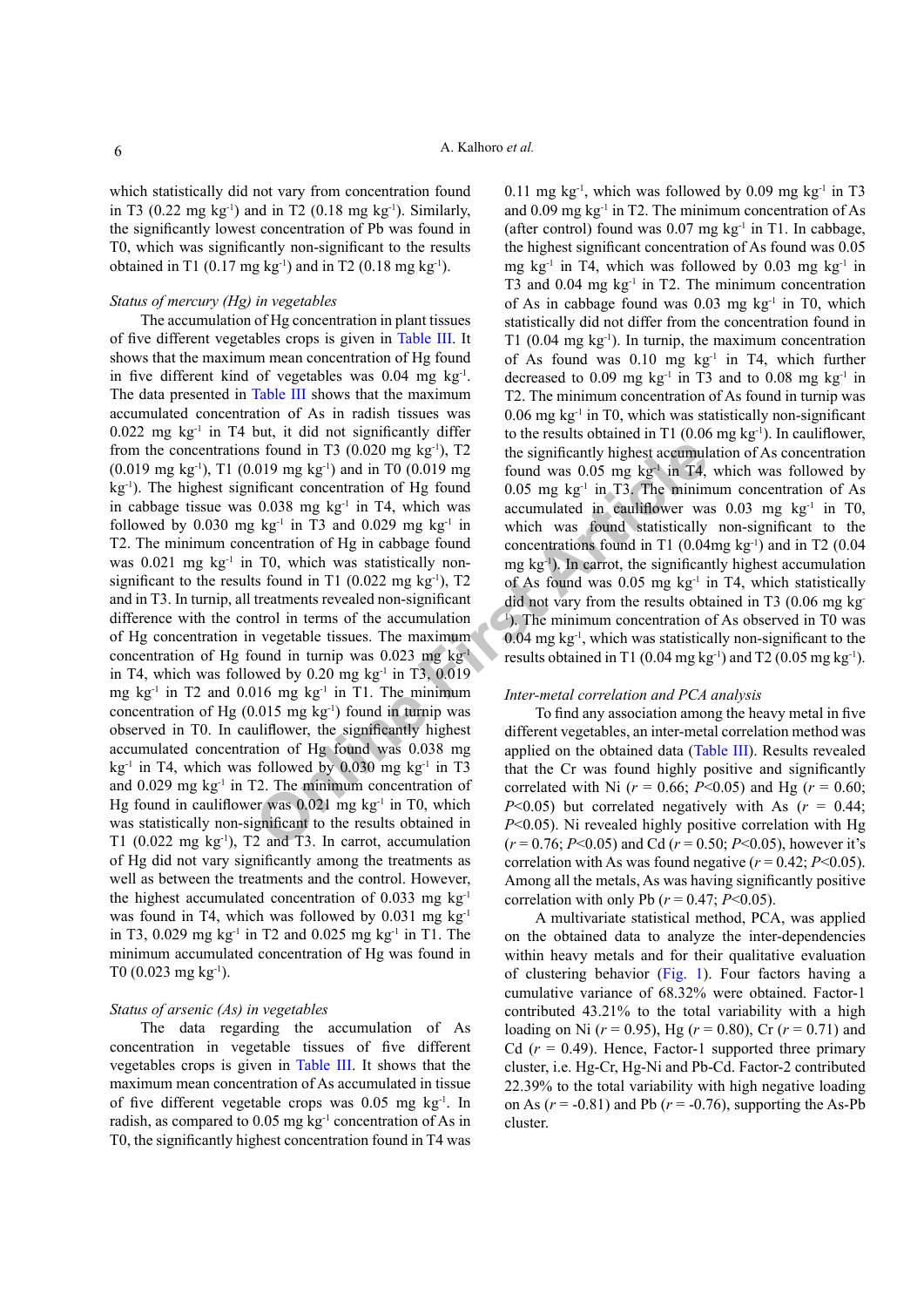which statistically did not vary from concentration found in T3 (0.22 mg $kg^{-1}$) and in T2 (0.18 mg $kg^{-1}$). Similarly, the significantly lowest concentration of Pb was found in T0, which was statistically non-significant to the results obtained in T1 (0.17 mg $kg^{-1}$) and in T2 (0.18 mg $kg^{-1}$).

*Status of mercury (Hg) in vegetables*

The accumulation of Hg concentration in plant tissues of five different vegetables crops is given in Table III. It shows that the maximum mean concentration of Hg found in five different kind of vegetables was 0.04 mg $kg^{-1}$. The data presented in Table III shows that the maximum accumulated concentration of As in radish tissues was 0.022 mg $kg^{-1}$ in T4 but, it did not significantly differ from the concentrations found in T3 (0.020 mg $kg^{-1}$), T2 (0.019 mg $kg^{-1}$), T1 (0.019 mg $kg^{-1}$) and in T0 (0.019 mg $kg^{-1}$). The highest significant concentration of Hg found in cabbage tissue was 0.038 mg $kg^{-1}$ in T4, which was followed by 0.030 mg $kg^{-1}$ in T3 and 0.029 mg $kg^{-1}$ in T2. The minimum concentration of Hg in cabbage found was 0.021 mg $kg^{-1}$ in T0, which was statistically non-significant to the results found in T1 (0.022 mg $kg^{-1}$), T2 and in T3. In turnip, all treatments revealed non-significant difference with the control in terms of the accumulation of Hg concentration in vegetable tissues. The maximum concentration of Hg found in turnip was 0.023 mg $kg^{-1}$ in T4, which was followed by 0.20 mg $kg^{-1}$ in T3, 0.019 mg $kg^{-1}$ in T2 and 0.016 mg $kg^{-1}$ in T1. The minimum concentration of Hg (0.015 mg $kg^{-1}$) found in turnip was observed in T0. In cauliflower, the significantly highest accumulated concentration of Hg found was 0.038 mg $kg^{-1}$ in T4, which was followed by 0.030 mg $kg^{-1}$ in T3 and 0.029 mg $kg^{-1}$ in T2. The minimum concentration of Hg found in cauliflower was 0.021 mg $kg^{-1}$ in T0, which was statistically non-significant to the results obtained in T1 (0.022 mg $kg^{-1}$), T2 and T3. In carrot, accumulation of Hg did not vary significantly among the treatments as well as between the treatments and the control. However, the highest accumulated concentration of 0.033 mg $kg^{-1}$ was found in T4, which was followed by 0.031 mg $kg^{-1}$ in T3, 0.029 mg $kg^{-1}$ in T2 and 0.025 mg $kg^{-1}$ in T1. The minimum accumulated concentration of Hg was found in T0 (0.023 mg $kg^{-1}$).

*Status of arsenic (As) in vegetables*

The data regarding the accumulation of As concentration in vegetable tissues of five different vegetables crops is given in Table III. It shows that the maximum mean concentration of As accumulated in tissue of five different vegetable crops was 0.05 mg $kg^{-1}$. In radish, as compared to 0.05 mg $kg^{-1}$ concentration of As in T0, the significantly highest concentration found in T4 was 0.11 mg $kg^{-1}$, which was followed by 0.09 mg $kg^{-1}$ in T3 and 0.09 mg $kg^{-1}$ in T2. The minimum concentration of As (after control) found was 0.07 mg $kg^{-1}$ in T1. In cabbage, the highest significant concentration of As found was 0.05 mg $kg^{-1}$ in T4, which was followed by 0.03 mg $kg^{-1}$ in T3 and 0.04 mg $kg^{-1}$ in T2. The minimum concentration of As in cabbage found was 0.03 mg $kg^{-1}$ in T0, which statistically did not differ from the concentration found in T1 (0.04 mg $kg^{-1}$). In turnip, the maximum concentration of As found was 0.10 mg $kg^{-1}$ in T4, which further decreased to 0.09 mg $kg^{-1}$ in T3 and to 0.08 mg $kg^{-1}$ in T2. The minimum concentration of As found in turnip was 0.06 mg $kg^{-1}$ in T0, which was statistically non-significant to the results obtained in T1 (0.06 mg $kg^{-1}$). In cauliflower, the significantly highest accumulation of As concentration found was 0.05 mg $kg^{-1}$ in T4, which was followed by 0.05 mg $kg^{-1}$ in T3. The minimum concentration of As accumulated in cauliflower was 0.03 mg $kg^{-1}$ in T0, which was found statistically non-significant to the concentrations found in T1 (0.04mg $kg^{-1}$) and in T2 (0.04 mg $kg^{-1}$). In carrot, the significantly highest accumulation of As found was 0.05 mg $kg^{-1}$ in T4, which statistically did not vary from the results obtained in T3 (0.06 mg $kg^{-1}$). The minimum concentration of As observed in T0 was 0.04 mg $kg^{-1}$, which was statistically non-significant to the results obtained in T1 (0.04 mg $kg^{-1}$) and T2 (0.05 mg $kg^{-1}$).

*Inter-metal correlation and PCA analysis*

To find any association among the heavy metal in five different vegetables, an inter-metal correlation method was applied on the obtained data (Table III). Results revealed that the Cr was found highly positive and significantly correlated with Ni ($r$ = 0.66; $P$<0.05) and Hg ($r$ = 0.60; $P$<0.05) but correlated negatively with As ($r$ = 0.44; $P$<0.05). Ni revealed highly positive correlation with Hg ($r$ = 0.76; $P$<0.05) and Cd ($r$ = 0.50; $P$<0.05), however it's correlation with As was found negative ($r$ = 0.42; $P$<0.05). Among all the metals, As was having significantly positive correlation with only Pb ($r$ = 0.47; $P$<0.05).

A multivariate statistical method, PCA, was applied on the obtained data to analyze the inter-dependencies within heavy metals and for their qualitative evaluation of clustering behavior (Fig. 1). Four factors having a cumulative variance of 68.32% were obtained. Factor-1 contributed 43.21% to the total variability with a high loading on Ni ($r$ = 0.95), Hg ($r$ = 0.80), Cr ($r$ = 0.71) and Cd ($r$ = 0.49). Hence, Factor-1 supported three primary cluster, i.e. Hg-Cr, Hg-Ni and Pb-Cd. Factor-2 contributed 22.39% to the total variability with high negative loading on As ($r$ = -0.81) and Pb ($r$ = -0.76), supporting the As-Pb cluster.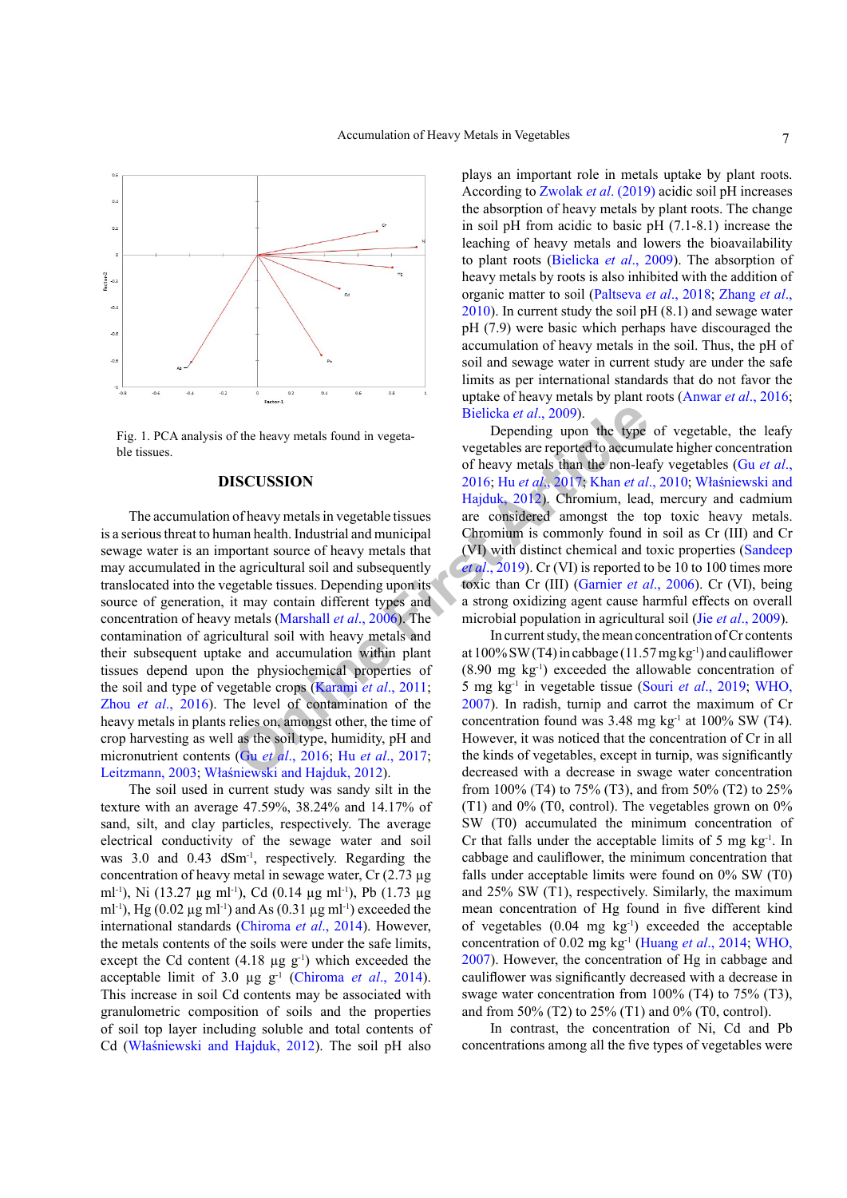Fig. 1. PCA analysis of the heavy metals found in vegetable tissues.

## DISCUSSION

The accumulation of heavy metals in vegetable tissues is a serious threat to human health. Industrial and municipal sewage water is an important source of heavy metals that may accumulated in the agricultural soil and subsequently translocated into the vegetable tissues. Depending upon its source of generation, it may contain different types and concentration of heavy metals (Marshall *et al*., 2006). The contamination of agricultural soil with heavy metals and their subsequent uptake and accumulation within plant tissues depend upon the physiochemical properties of the soil and type of vegetable crops (Karami *et al*., 2011; Zhou *et al*., 2016). The level of contamination of the heavy metals in plants relies on, amongst other, the time of crop harvesting as well as the soil type, humidity, pH and micronutrient contents (Gu *et al*., 2016; Hu *et al*., 2017; Leitzmann, 2003; Właśniewski and Hajduk, 2012).

The soil used in current study was sandy silt in the texture with an average 47.59%, 38.24% and 14.17% of sand, silt, and clay particles, respectively. The average electrical conductivity of the sewage water and soil was 3.0 and 0.43 dSm$^{-1}$, respectively. Regarding the concentration of heavy metal in sewage water, Cr (2.73 µg ml$^{-1}$), Ni (13.27 µg ml$^{-1}$), Cd (0.14 µg ml$^{-1}$), Pb (1.73 µg ml$^{-1}$), Hg (0.02 µg ml$^{-1}$) and As (0.31 µg ml$^{-1}$) exceeded the international standards (Chiroma *et al*., 2014). However, the metals contents of the soils were under the safe limits, except the Cd content (4.18 µg g$^{-1}$) which exceeded the acceptable limit of 3.0 µg g$^{-1}$ (Chiroma *et al*., 2014). This increase in soil Cd contents may be associated with granulometric composition of soils and the properties of soil top layer including soluble and total contents of Cd (Właśniewski and Hajduk, 2012). The soil pH also plays an important role in metals uptake by plant roots. According to Zwolak *et al*. (2019) acidic soil pH increases the absorption of heavy metals by plant roots. The change in soil pH from acidic to basic pH (7.1-8.1) increase the leaching of heavy metals and lowers the bioavailability to plant roots (Bielicka *et al*., 2009). The absorption of heavy metals by roots is also inhibited with the addition of organic matter to soil (Paltseva *et al*., 2018; Zhang *et al*., 2010). In current study the soil pH (8.1) and sewage water pH (7.9) were basic which perhaps have discouraged the accumulation of heavy metals in the soil. Thus, the pH of soil and sewage water in current study are under the safe limits as per international standards that do not favor the uptake of heavy metals by plant roots (Anwar *et al*., 2016; Bielicka *et al*., 2009).

Depending upon the type of vegetable, the leafy vegetables are reported to accumulate higher concentration of heavy metals than the non-leafy vegetables (Gu *et al*., 2016; Hu *et al*., 2017; Khan *et al*., 2010; Właśniewski and Hajduk, 2012). Chromium, lead, mercury and cadmium are considered amongst the top toxic heavy metals. Chromium is commonly found in soil as Cr (III) and Cr (VI) with distinct chemical and toxic properties (Sandeep *et al*., 2019). Cr (VI) is reported to be 10 to 100 times more toxic than Cr (III) (Garnier *et al*., 2006). Cr (VI), being a strong oxidizing agent cause harmful effects on overall microbial population in agricultural soil (Jie *et al*., 2009).

In current study, the mean concentration of Cr contents at 100% SW (T4) in cabbage (11.57 mg kg$^{-1}$) and cauliflower (8.90 mg kg$^{-1}$) exceeded the allowable concentration of 5 mg kg$^{-1}$ in vegetable tissue (Souri *et al*., 2019; WHO, 2007). In radish, turnip and carrot the maximum of Cr concentration found was 3.48 mg kg$^{-1}$ at 100% SW (T4). However, it was noticed that the concentration of Cr in all the kinds of vegetables, except in turnip, was significantly decreased with a decrease in swage water concentration from 100% (T4) to 75% (T3), and from 50% (T2) to 25% (T1) and 0% (T0, control). The vegetables grown on 0% SW (T0) accumulated the minimum concentration of Cr that falls under the acceptable limits of 5 mg kg$^{-1}$. In cabbage and cauliflower, the minimum concentration that falls under acceptable limits were found on 0% SW (T0) and 25% SW (T1), respectively. Similarly, the maximum mean concentration of Hg found in five different kind of vegetables (0.04 mg kg$^{-1}$) exceeded the acceptable concentration of 0.02 mg kg$^{-1}$ (Huang *et al*., 2014; WHO, 2007). However, the concentration of Hg in cabbage and cauliflower was significantly decreased with a decrease in swage water concentration from 100% (T4) to 75% (T3), and from 50% (T2) to 25% (T1) and 0% (T0, control).

In contrast, the concentration of Ni, Cd and Pb concentrations among all the five types of vegetables were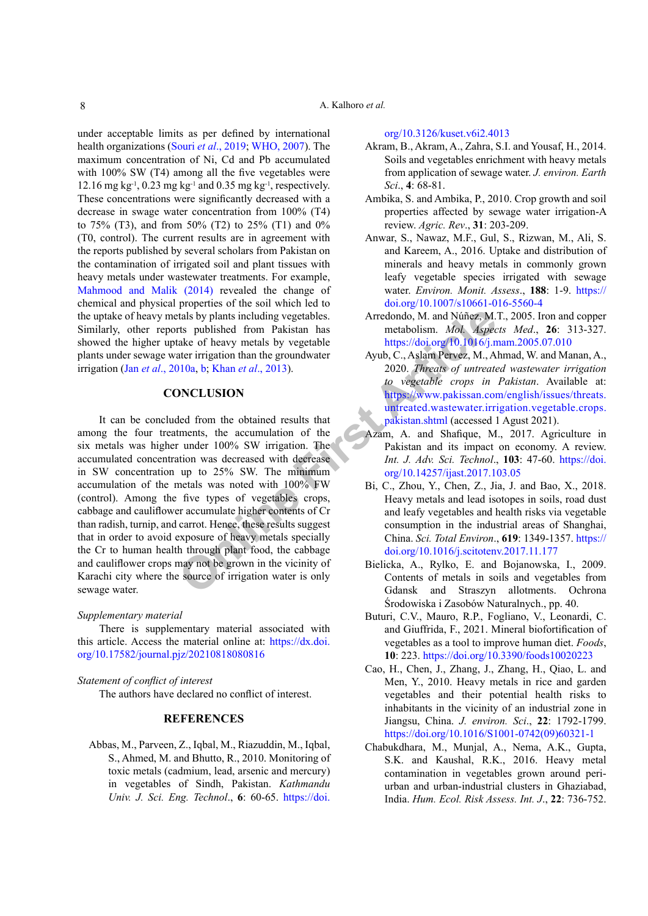under acceptable limits as per defined by international health organizations (Souri *et al*., 2019; WHO, 2007). The maximum concentration of Ni, Cd and Pb accumulated with 100% SW (T4) among all the five vegetables were 12.16 mg $kg^{-1}$, 0.23 mg $kg^{-1}$ and 0.35 mg $kg^{-1}$, respectively. These concentrations were significantly decreased with a decrease in swage water concentration from 100% (T4) to 75% (T3), and from 50% (T2) to 25% (T1) and 0% (T0, control). The current results are in agreement with the reports published by several scholars from Pakistan on the contamination of irrigated soil and plant tissues with heavy metals under wastewater treatments. For example, Mahmood and Malik (2014) revealed the change of chemical and physical properties of the soil which led to the uptake of heavy metals by plants including vegetables. Similarly, other reports published from Pakistan has showed the higher uptake of heavy metals by vegetable plants under sewage water irrigation than the groundwater irrigation (Jan *et al*., 2010a, b; Khan *et al*., 2013).

## CONCLUSION

It can be concluded from the obtained results that among the four treatments, the accumulation of the six metals was higher under 100% SW irrigation. The accumulated concentration was decreased with decrease in SW concentration up to 25% SW. The minimum accumulation of the metals was noted with 100% FW (control). Among the five types of vegetables crops, cabbage and cauliflower accumulate higher contents of Cr than radish, turnip, and carrot. Hence, these results suggest that in order to avoid exposure of heavy metals specially the Cr to human health through plant food, the cabbage and cauliflower crops may not be grown in the vicinity of Karachi city where the source of irrigation water is only sewage water.

*Supplementary material*

There is supplementary material associated with this article. Access the material online at: https://dx.doi.org/10.17582/journal.pjz/20210818080816

*Statement of conflict of interest*

The authors have declared no conflict of interest.

## REFERENCES

Abbas, M., Parveen, Z., Iqbal, M., Riazuddin, M., Iqbal, S., Ahmed, M. and Bhutto, R., 2010. Monitoring of toxic metals (cadmium, lead, arsenic and mercury) in vegetables of Sindh, Pakistan. *Kathmandu Univ. J. Sci. Eng. Technol*., **6**: 60-65. https://doi.org/10.3126/kuset.v6i2.4013

Akram, B., Akram, A., Zahra, S.I. and Yousaf, H., 2014. Soils and vegetables enrichment with heavy metals from application of sewage water. *J. environ. Earth Sci*., **4**: 68-81.

Ambika, S. and Ambika, P., 2010. Crop growth and soil properties affected by sewage water irrigation-A review. *Agric. Rev*., **31**: 203-209.

Anwar, S., Nawaz, M.F., Gul, S., Rizwan, M., Ali, S. and Kareem, A., 2016. Uptake and distribution of minerals and heavy metals in commonly grown leafy vegetable species irrigated with sewage water. *Environ. Monit. Assess*., **188**: 1-9. https://doi.org/10.1007/s10661-016-5560-4

Arredondo, M. and Núñez, M.T., 2005. Iron and copper metabolism. *Mol. Aspects Med*., **26**: 313-327. https://doi.org/10.1016/j.mam.2005.07.010

Ayub, C., Aslam Pervez, M., Ahmad, W. and Manan, A., 2020. *Threats of untreated wastewater irrigation to vegetable crops in Pakistan*. Available at: https://www.pakissan.com/english/issues/threats.untreated.wastewater.irrigation.vegetable.crops.pakistan.shtml (accessed 1 Agust 2021).

Azam, A. and Shafique, M., 2017. Agriculture in Pakistan and its impact on economy. A review. *Int. J. Adv. Sci. Technol*., **103**: 47-60. https://doi.org/10.14257/ijast.2017.103.05

Bi, C., Zhou, Y., Chen, Z., Jia, J. and Bao, X., 2018. Heavy metals and lead isotopes in soils, road dust and leafy vegetables and health risks via vegetable consumption in the industrial areas of Shanghai, China. *Sci. Total Environ*., **619**: 1349-1357. https://doi.org/10.1016/j.scitotenv.2017.11.177

Bielicka, A., Rylko, E. and Bojanowska, I., 2009. Contents of metals in soils and vegetables from Gdansk and Straszyn allotments. Ochrona Środowiska i Zasobów Naturalnych., pp. 40.

Buturi, C.V., Mauro, R.P., Fogliano, V., Leonardi, C. and Giuffrida, F., 2021. Mineral biofortification of vegetables as a tool to improve human diet. *Foods*, **10**: 223. https://doi.org/10.3390/foods10020223

Cao, H., Chen, J., Zhang, J., Zhang, H., Qiao, L. and Men, Y., 2010. Heavy metals in rice and garden vegetables and their potential health risks to inhabitants in the vicinity of an industrial zone in Jiangsu, China. *J. environ. Sci*., **22**: 1792-1799. https://doi.org/10.1016/S1001-0742(09)60321-1

Chabukdhara, M., Munjal, A., Nema, A.K., Gupta, S.K. and Kaushal, R.K., 2016. Heavy metal contamination in vegetables grown around peri-urban and urban-industrial clusters in Ghaziabad, India. *Hum. Ecol. Risk Assess. Int. J*., **22**: 736-752.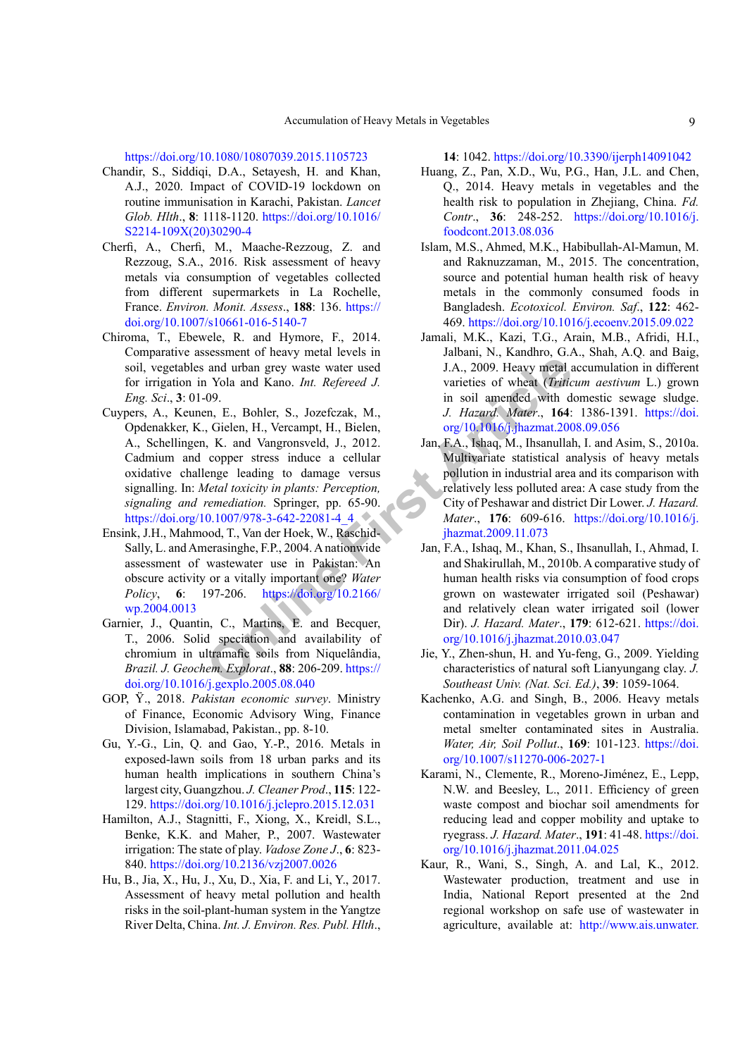https://doi.org/10.1080/10807039.2015.1105723

Chandir, S., Siddiqi, D.A., Setayesh, H. and Khan, A.J., 2020. Impact of COVID-19 lockdown on routine immunisation in Karachi, Pakistan. *Lancet Glob. Hlth*., **8**: 1118-1120. https://doi.org/10.1016/S2214-109X(20)30290-4

Cherfi, A., Cherfi, M., Maache-Rezzoug, Z. and Rezzoug, S.A., 2016. Risk assessment of heavy metals via consumption of vegetables collected from different supermarkets in La Rochelle, France. *Environ. Monit. Assess*., **188**: 136. https://doi.org/10.1007/s10661-016-5140-7

Chiroma, T., Ebewele, R. and Hymore, F., 2014. Comparative assessment of heavy metal levels in soil, vegetables and urban grey waste water used for irrigation in Yola and Kano. *Int. Refereed J. Eng. Sci*., **3**: 01-09.

Cuypers, A., Keunen, E., Bohler, S., Jozefczak, M., Opdenakker, K., Gielen, H., Vercampt, H., Bielen, A., Schellingen, K. and Vangronsveld, J., 2012. Cadmium and copper stress induce a cellular oxidative challenge leading to damage versus signalling. In: *Metal toxicity in plants: Perception, signaling and remediation.* Springer, pp. 65-90. https://doi.org/10.1007/978-3-642-22081-4_4

Ensink, J.H., Mahmood, T., Van der Hoek, W., Raschid-Sally, L. and Amerasinghe, F.P., 2004. A nationwide assessment of wastewater use in Pakistan: An obscure activity or a vitally important one? *Water Policy*, **6**: 197-206. https://doi.org/10.2166/wp.2004.0013

Garnier, J., Quantin, C., Martins, E. and Becquer, T., 2006. Solid speciation and availability of chromium in ultramafic soils from Niquelândia, *Brazil. J. Geochem. Explorat*., **88**: 206-209. https://doi.org/10.1016/j.gexplo.2005.08.040

GOP, Ÿ., 2018. *Pakistan economic survey*. Ministry of Finance, Economic Advisory Wing, Finance Division, Islamabad, Pakistan., pp. 8-10.

Gu, Y.-G., Lin, Q. and Gao, Y.-P., 2016. Metals in exposed-lawn soils from 18 urban parks and its human health implications in southern China's largest city, Guangzhou. *J. Cleaner Prod*., **115**: 122-129. https://doi.org/10.1016/j.jclepro.2015.12.031

Hamilton, A.J., Stagnitti, F., Xiong, X., Kreidl, S.L., Benke, K.K. and Maher, P., 2007. Wastewater irrigation: The state of play. *Vadose Zone J*., **6**: 823-840. https://doi.org/10.2136/vzj2007.0026

Hu, B., Jia, X., Hu, J., Xu, D., Xia, F. and Li, Y., 2017. Assessment of heavy metal pollution and health risks in the soil-plant-human system in the Yangtze River Delta, China. *Int. J. Environ. Res. Publ. Hlth*., **14**: 1042. https://doi.org/10.3390/ijerph14091042

Huang, Z., Pan, X.D., Wu, P.G., Han, J.L. and Chen, Q., 2014. Heavy metals in vegetables and the health risk to population in Zhejiang, China. *Fd. Contr*., **36**: 248-252. https://doi.org/10.1016/j.foodcont.2013.08.036

Islam, M.S., Ahmed, M.K., Habibullah-Al-Mamun, M. and Raknuzzaman, M., 2015. The concentration, source and potential human health risk of heavy metals in the commonly consumed foods in Bangladesh. *Ecotoxicol. Environ. Saf*., **122**: 462-469. https://doi.org/10.1016/j.ecoenv.2015.09.022

Jamali, M.K., Kazi, T.G., Arain, M.B., Afridi, H.I., Jalbani, N., Kandhro, G.A., Shah, A.Q. and Baig, J.A., 2009. Heavy metal accumulation in different varieties of wheat (*Triticum aestivum* L.) grown in soil amended with domestic sewage sludge. *J. Hazard. Mater*., **164**: 1386-1391. https://doi.org/10.1016/j.jhazmat.2008.09.056

Jan, F.A., Ishaq, M., Ihsanullah, I. and Asim, S., 2010a. Multivariate statistical analysis of heavy metals pollution in industrial area and its comparison with relatively less polluted area: A case study from the City of Peshawar and district Dir Lower. *J. Hazard. Mater*., **176**: 609-616. https://doi.org/10.1016/j.jhazmat.2009.11.073

Jan, F.A., Ishaq, M., Khan, S., Ihsanullah, I., Ahmad, I. and Shakirullah, M., 2010b. A comparative study of human health risks via consumption of food crops grown on wastewater irrigated soil (Peshawar) and relatively clean water irrigated soil (lower Dir). *J. Hazard. Mater*., **179**: 612-621. https://doi.org/10.1016/j.jhazmat.2010.03.047

Jie, Y., Zhen-shun, H. and Yu-feng, G., 2009. Yielding characteristics of natural soft Lianyungang clay. *J. Southeast Univ. (Nat. Sci. Ed.)*, **39**: 1059-1064.

Kachenko, A.G. and Singh, B., 2006. Heavy metals contamination in vegetables grown in urban and metal smelter contaminated sites in Australia. *Water, Air, Soil Pollut*., **169**: 101-123. https://doi.org/10.1007/s11270-006-2027-1

Karami, N., Clemente, R., Moreno-Jiménez, E., Lepp, N.W. and Beesley, L., 2011. Efficiency of green waste compost and biochar soil amendments for reducing lead and copper mobility and uptake to ryegrass. *J. Hazard. Mater*., **191**: 41-48. https://doi.org/10.1016/j.jhazmat.2011.04.025

Kaur, R., Wani, S., Singh, A. and Lal, K., 2012. Wastewater production, treatment and use in India, National Report presented at the 2nd regional workshop on safe use of wastewater in agriculture, available at: http://www.ais.unwater.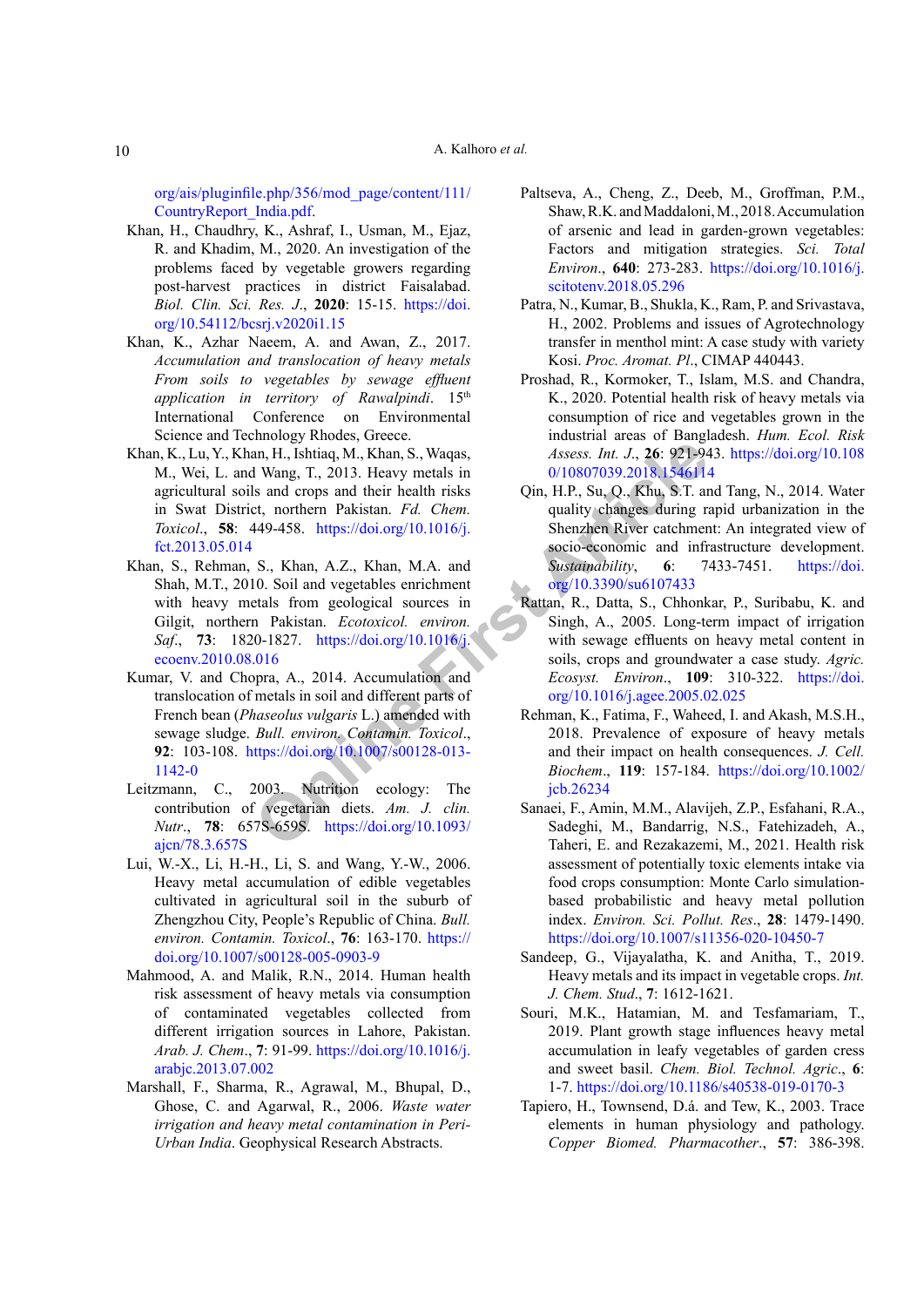org/ais/pluginfile.php/356/mod_page/content/111/CountryReport_India.pdf.

Khan, H., Chaudhry, K., Ashraf, I., Usman, M., Ejaz, R. and Khadim, M., 2020. An investigation of the problems faced by vegetable growers regarding post-harvest practices in district Faisalabad. *Biol. Clin. Sci. Res. J.*, **2020**: 15-15. https://doi.org/10.54112/bcsrj.v2020i1.15

Khan, K., Azhar Naeem, A. and Awan, Z., 2017. *Accumulation and translocation of heavy metals From soils to vegetables by sewage effluent application in territory of Rawalpindi*. 15th International Conference on Environmental Science and Technology Rhodes, Greece.

Khan, K., Lu, Y., Khan, H., Ishtiaq, M., Khan, S., Waqas, M., Wei, L. and Wang, T., 2013. Heavy metals in agricultural soils and crops and their health risks in Swat District, northern Pakistan. *Fd. Chem. Toxicol.*, **58**: 449-458. https://doi.org/10.1016/j.fct.2013.05.014

Khan, S., Rehman, S., Khan, A.Z., Khan, M.A. and Shah, M.T., 2010. Soil and vegetables enrichment with heavy metals from geological sources in Gilgit, northern Pakistan. *Ecotoxicol. environ. Saf.*, **73**: 1820-1827. https://doi.org/10.1016/j.ecoenv.2010.08.016

Kumar, V. and Chopra, A., 2014. Accumulation and translocation of metals in soil and different parts of French bean (*Phaseolus vulgaris* L.) amended with sewage sludge. *Bull. environ. Contamin. Toxicol.*, **92**: 103-108. https://doi.org/10.1007/s00128-013-1142-0

Leitzmann, C., 2003. Nutrition ecology: The contribution of vegetarian diets. *Am. J. clin. Nutr.*, **78**: 657S-659S. https://doi.org/10.1093/ajcn/78.3.657S

Lui, W.-X., Li, H.-H., Li, S. and Wang, Y.-W., 2006. Heavy metal accumulation of edible vegetables cultivated in agricultural soil in the suburb of Zhengzhou City, People's Republic of China. *Bull. environ. Contamin. Toxicol.*, **76**: 163-170. https://doi.org/10.1007/s00128-005-0903-9

Mahmood, A. and Malik, R.N., 2014. Human health risk assessment of heavy metals via consumption of contaminated vegetables collected from different irrigation sources in Lahore, Pakistan. *Arab. J. Chem.*, **7**: 91-99. https://doi.org/10.1016/j.arabjc.2013.07.002

Marshall, F., Sharma, R., Agrawal, M., Bhupal, D., Ghose, C. and Agarwal, R., 2006. *Waste water irrigation and heavy metal contamination in Peri-Urban India*. Geophysical Research Abstracts.

Paltseva, A., Cheng, Z., Deeb, M., Groffman, P.M., Shaw, R.K. and Maddaloni, M., 2018. Accumulation of arsenic and lead in garden-grown vegetables: Factors and mitigation strategies. *Sci. Total Environ.*, **640**: 273-283. https://doi.org/10.1016/j.scitotenv.2018.05.296

Patra, N., Kumar, B., Shukla, K., Ram, P. and Srivastava, H., 2002. Problems and issues of Agrotechnology transfer in menthol mint: A case study with variety Kosi. *Proc. Aromat. Pl.*, CIMAP 440443.

Proshad, R., Kormoker, T., Islam, M.S. and Chandra, K., 2020. Potential health risk of heavy metals via consumption of rice and vegetables grown in the industrial areas of Bangladesh. *Hum. Ecol. Risk Assess. Int. J.*, **26**: 921-943. https://doi.org/10.1080/10807039.2018.1546114

Qin, H.P., Su, Q., Khu, S.T. and Tang, N., 2014. Water quality changes during rapid urbanization in the Shenzhen River catchment: An integrated view of socio-economic and infrastructure development. *Sustainability*, **6**: 7433-7451. https://doi.org/10.3390/su6107433

Rattan, R., Datta, S., Chhonkar, P., Suribabu, K. and Singh, A., 2005. Long-term impact of irrigation with sewage effluents on heavy metal content in soils, crops and groundwater a case study. *Agric. Ecosyst. Environ.*, **109**: 310-322. https://doi.org/10.1016/j.agee.2005.02.025

Rehman, K., Fatima, F., Waheed, I. and Akash, M.S.H., 2018. Prevalence of exposure of heavy metals and their impact on health consequences. *J. Cell. Biochem.*, **119**: 157-184. https://doi.org/10.1002/jcb.26234

Sanaei, F., Amin, M.M., Alavijeh, Z.P., Esfahani, R.A., Sadeghi, M., Bandarrig, N.S., Fatehizadeh, A., Taheri, E. and Rezakazemi, M., 2021. Health risk assessment of potentially toxic elements intake via food crops consumption: Monte Carlo simulation-based probabilistic and heavy metal pollution index. *Environ. Sci. Pollut. Res.*, **28**: 1479-1490. https://doi.org/10.1007/s11356-020-10450-7

Sandeep, G., Vijayalatha, K. and Anitha, T., 2019. Heavy metals and its impact in vegetable crops. *Int. J. Chem. Stud.*, **7**: 1612-1621.

Souri, M.K., Hatamian, M. and Tesfamariam, T., 2019. Plant growth stage influences heavy metal accumulation in leafy vegetables of garden cress and sweet basil. *Chem. Biol. Technol. Agric.*, **6**: 1-7. https://doi.org/10.1186/s40538-019-0170-3

Tapiero, H., Townsend, D.á. and Tew, K., 2003. Trace elements in human physiology and pathology. *Copper Biomed. Pharmacother.*, **57**: 386-398.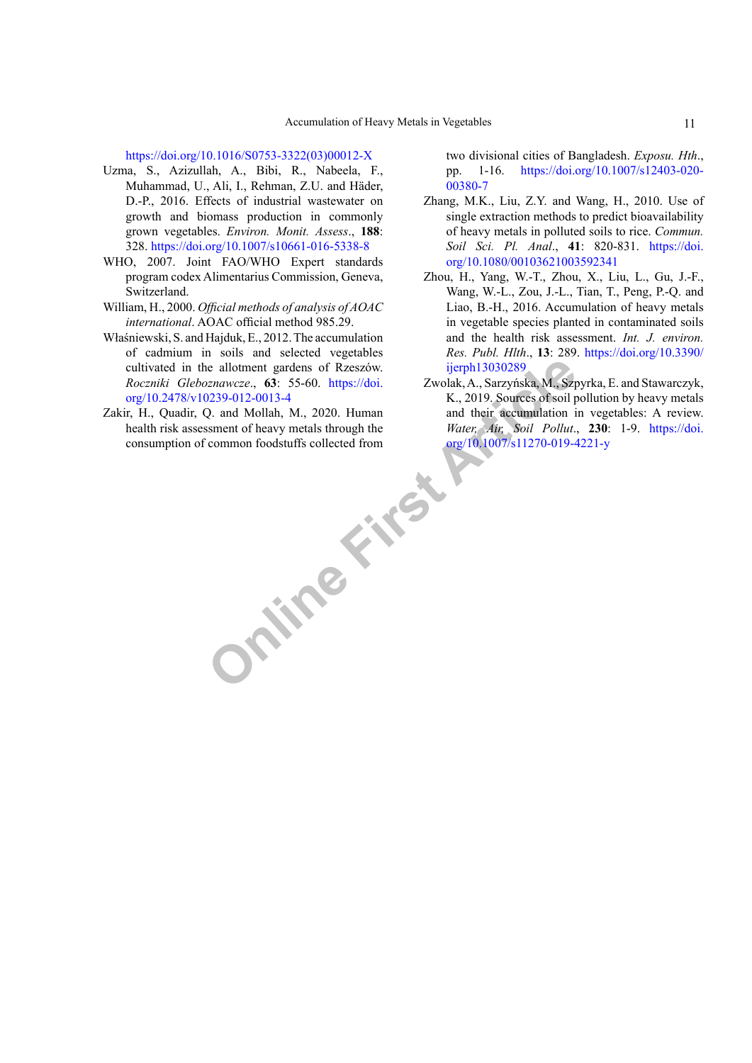https://doi.org/10.1016/S0753-3322(03)00012-X

Uzma, S., Azizullah, A., Bibi, R., Nabeela, F., Muhammad, U., Ali, I., Rehman, Z.U. and Häder, D.-P., 2016. Effects of industrial wastewater on growth and biomass production in commonly grown vegetables. *Environ. Monit. Assess*., **188**: 328. https://doi.org/10.1007/s10661-016-5338-8

WHO, 2007. Joint FAO/WHO Expert standards program codex Alimentarius Commission, Geneva, Switzerland.

William, H., 2000. *Official methods of analysis of AOAC international*. AOAC official method 985.29.

Właśniewski, S. and Hajduk, E., 2012. The accumulation of cadmium in soils and selected vegetables cultivated in the allotment gardens of Rzeszów. *Roczniki Gleboznawcze*., **63**: 55-60. https://doi.org/10.2478/v10239-012-0013-4

Zakir, H., Quadir, Q. and Mollah, M., 2020. Human health risk assessment of heavy metals through the consumption of common foodstuffs collected from two divisional cities of Bangladesh. *Exposu. Hth*., pp. 1-16. https://doi.org/10.1007/s12403-020-00380-7

Zhang, M.K., Liu, Z.Y. and Wang, H., 2010. Use of single extraction methods to predict bioavailability of heavy metals in polluted soils to rice. *Commun. Soil Sci. Pl. Anal*., **41**: 820-831. https://doi.org/10.1080/00103621003592341

Zhou, H., Yang, W.-T., Zhou, X., Liu, L., Gu, J.-F., Wang, W.-L., Zou, J.-L., Tian, T., Peng, P.-Q. and Liao, B.-H., 2016. Accumulation of heavy metals in vegetable species planted in contaminated soils and the health risk assessment. *Int. J. environ. Res. Publ. Hlth*., **13**: 289. https://doi.org/10.3390/ijerph13030289

Zwolak, A., Sarzyńska, M., Szpyrka, E. and Stawarczyk, K., 2019. Sources of soil pollution by heavy metals and their accumulation in vegetables: A review. *Water, Air, Soil Pollut*., **230**: 1-9. https://doi.org/10.1007/s11270-019-4221-y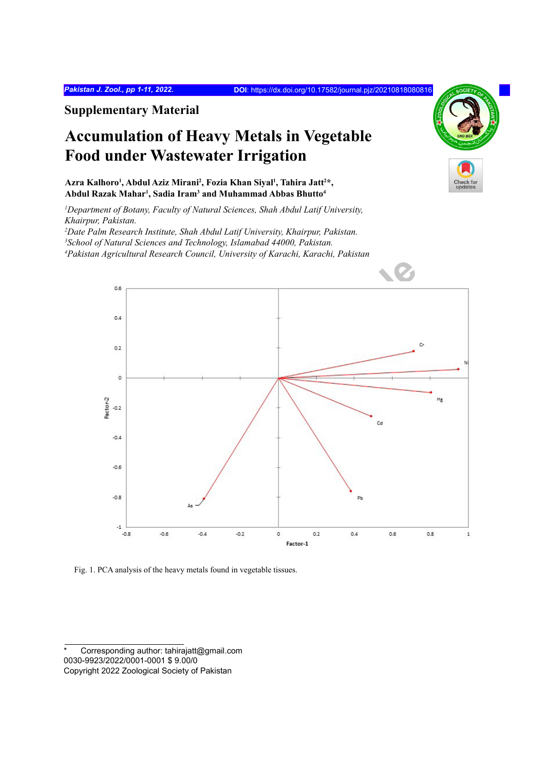## Supplementary Material

# Accumulation of Heavy Metals in Vegetable Food under Wastewater Irrigation

**Azra Kalhoro[1], Abdul Aziz Mirani[2], Fozia Khan Siyal[1], Tahira Jatt[2]*, Abdul Razak Mahar[1], Sadia Iram[3] and Muhammad Abbas Bhutto[4]**

*[1]Department of Botany, Faculty of Natural Sciences, Shah Abdul Latif University, Khairpur, Pakistan.*
*[2]Date Palm Research Institute, Shah Abdul Latif University, Khairpur, Pakistan.*
*[3]School of Natural Sciences and Technology, Islamabad 44000, Pakistan.*
*[4]Pakistan Agricultural Research Council, University of Karachi, Karachi, Pakistan*

0.6
0.4
0.2
0
-0.2
-0.4
-0.6
-0.8
-1
Factor-2
-0.8 -0.6 -0.4 -0.2 0 0.2 0.4 0.6 0.8 1
Factor-1
Cr
Ni
Hg
Cd
Pb
As

Fig. 1. PCA analysis of the heavy metals found in vegetable tissues.

\* Corresponding author: tahirajatt@gmail.com
0030-9923/2022/0001-0001 $ 9.00/0
Copyright 2022 Zoological Society of Pakistan